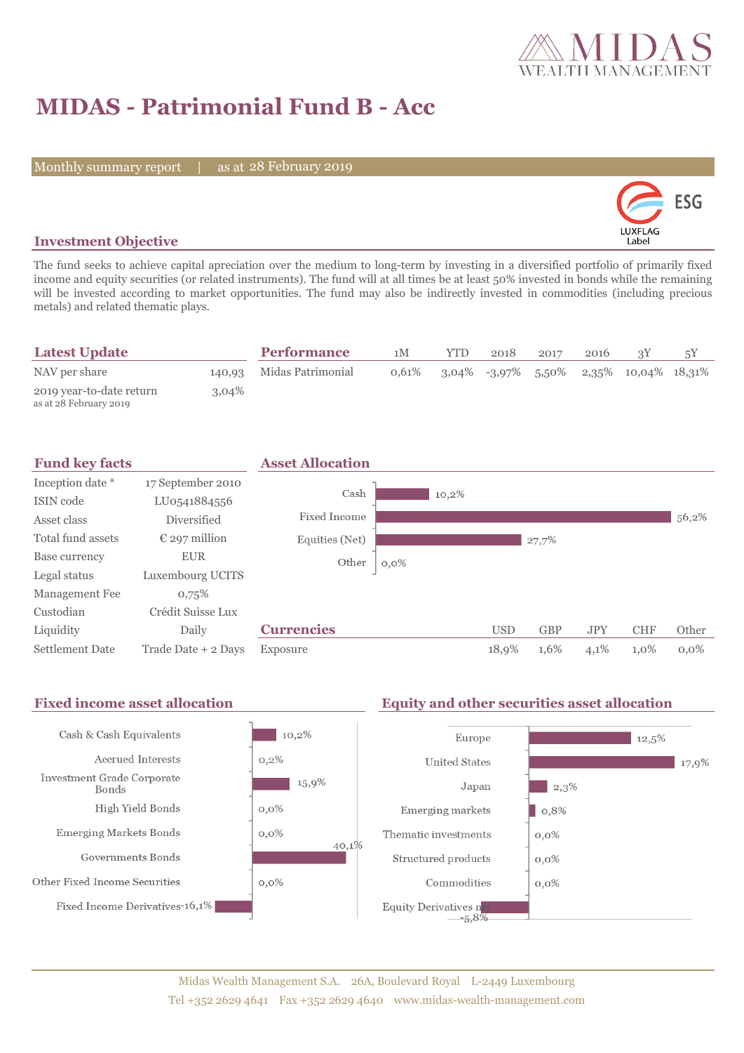# MIDAS - Patrimonial Fund B - Acc

Monthly summary report | as at 28 February 2019

ESG LUXFLAG Label

## Investment Objective

The fund seeks to achieve capital apreciation over the medium to long-term by investing in a diversified portfolio of primarily fixed income and equity securities (or related instruments). The fund will at all times be at least 50% invested in bonds while the remaining will be invested according to market opportunities. The fund may also be indirectly invested in commodities (including precious metals) and related thematic plays.

## Latest Update

| | |
|---|---|
| NAV per share | 140,93 |
| 2019 year-to-date return<br>as at 28 February 2019 | 3,04% |

## Performance

| | 1M | YTD | 2018 | 2017 | 2016 | 3Y | 5Y |
|---|---|---|---|---|---|---|---|
| Midas Patrimonial | 0,61% | 3,04% | -3,97% | 5,50% | 2,35% | 10,04% | 18,31% |

## Fund key facts

| | |
|---|---|
| Inception date * | 17 September 2010 |
| ISIN code | LU0541884556 |
| Asset class | Diversified |
| Total fund assets | € 297 million |
| Base currency | EUR |
| Legal status | Luxembourg UCITS |
| Management Fee | 0,75% |
| Custodian | Crédit Suisse Lux |
| Liquidity | Daily |
| Settlement Date | Trade Date + 2 Days |

## Asset Allocation

| | |
|---|---|
| Cash | 10,2% |
| Fixed Income | 56,2% |
| Equities (Net) | 27,7% |
| Other | 0,0% |

## Currencies

| | USD | GBP | JPY | CHF | Other |
|---|---|---|---|---|---|
| Exposure | 18,9% | 1,6% | 4,1% | 1,0% | 0,0% |

## Fixed income asset allocation

| | |
|---|---|
| Cash & Cash Equivalents | 10,2% |
| Accrued Interests | 0,2% |
| Investment Grade Corporate Bonds | 15,9% |
| High Yield Bonds | 0,0% |
| Emerging Markets Bonds | 0,0% |
| Governments Bonds | 40,1% |
| Other Fixed Income Securities | 0,0% |
| Fixed Income Derivatives | -16,1% |

## Equity and other securities asset allocation

| | |
|---|---|
| Europe | 12,5% |
| United States | 17,9% |
| Japan | 2,3% |
| Emerging markets | 0,8% |
| Thematic investments | 0,0% |
| Structured products | 0,0% |
| Commodities | 0,0% |
| Equity Derivatives net | -5,8% |

Midas Wealth Management S.A. 26A, Boulevard Royal L-2449 Luxembourg
Tel +352 2629 4641 Fax +352 2629 4640 www.midas-wealth-management.com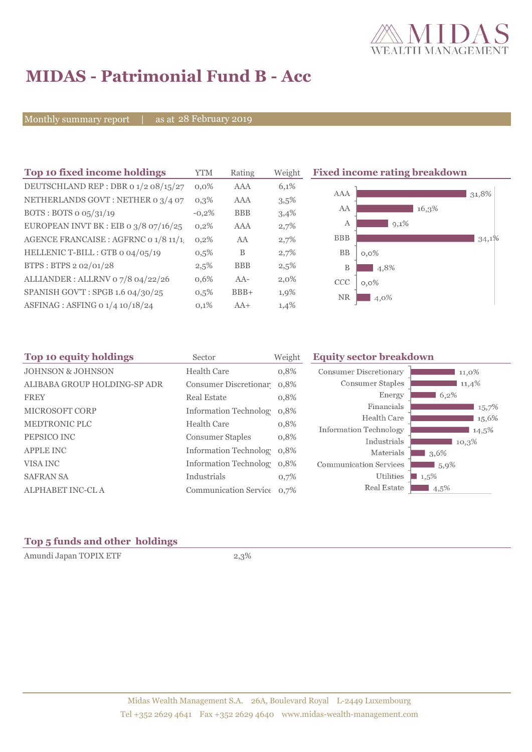# MIDAS - Patrimonial Fund B - Acc

Monthly summary report | as at 28 February 2019

## Top 10 fixed income holdings

| Top 10 fixed income holdings | YTM | Rating | Weight |
|---|---|---|---|
| DEUTSCHLAND REP : DBR 0 1/2 08/15/27 | 0,0% | AAA | 6,1% |
| NETHERLANDS GOVT : NETHER 0 3/4 07 | 0,3% | AAA | 3,5% |
| BOTS : BOTS 0 05/31/19 | -0,2% | BBB | 3,4% |
| EUROPEAN INVT BK : EIB 0 3/8 07/16/25 | 0,2% | AAA | 2,7% |
| AGENCE FRANCAISE : AGFRNC 0 1/8 11/1 | 0,2% | AA | 2,7% |
| HELLENIC T-BILL : GTB 0 04/05/19 | 0,5% | B | 2,7% |
| BTPS : BTPS 2 02/01/28 | 2,5% | BBB | 2,5% |
| ALLIANDER : ALLRNV 0 7/8 04/22/26 | 0,6% | AA- | 2,0% |
| SPANISH GOV'T : SPGB 1.6 04/30/25 | 0,5% | BBB+ | 1,9% |
| ASFINAG : ASFING 0 1/4 10/18/24 | 0,1% | AA+ | 1,4% |

## Fixed income rating breakdown

| Rating | Weight |
|---|---|
| AAA | 31,8% |
| AA | 16,3% |
| A | 9,1% |
| BBB | 34,1% |
| BB | 0,0% |
| B | 4,8% |
| CCC | 0,0% |
| NR | 4,0% |

## Top 10 equity holdings

| Top 10 equity holdings | Sector | Weight |
|---|---|---|
| JOHNSON & JOHNSON | Health Care | 0,8% |
| ALIBABA GROUP HOLDING-SP ADR | Consumer Discretionar | 0,8% |
| FREY | Real Estate | 0,8% |
| MICROSOFT CORP | Information Technolog | 0,8% |
| MEDTRONIC PLC | Health Care | 0,8% |
| PEPSICO INC | Consumer Staples | 0,8% |
| APPLE INC | Information Technolog | 0,8% |
| VISA INC | Information Technolog | 0,8% |
| SAFRAN SA | Industrials | 0,7% |
| ALPHABET INC-CL A | Communication Service | 0,7% |

## Equity sector breakdown

| Sector | Weight |
|---|---|
| Consumer Discretionary | 11,0% |
| Consumer Staples | 11,4% |
| Energy | 6,2% |
| Financials | 15,7% |
| Health Care | 15,6% |
| Information Technology | 14,5% |
| Industrials | 10,3% |
| Materials | 3,6% |
| Communication Services | 5,9% |
| Utilities | 1,5% |
| Real Estate | 4,5% |

## Top 5 funds and other holdings

| Top 5 funds and other holdings | Weight |
|---|---|
| Amundi Japan TOPIX ETF | 2,3% |

Midas Wealth Management S.A. 26A, Boulevard Royal L-2449 Luxembourg
Tel +352 2629 4641 Fax +352 2629 4640 www.midas-wealth-management.com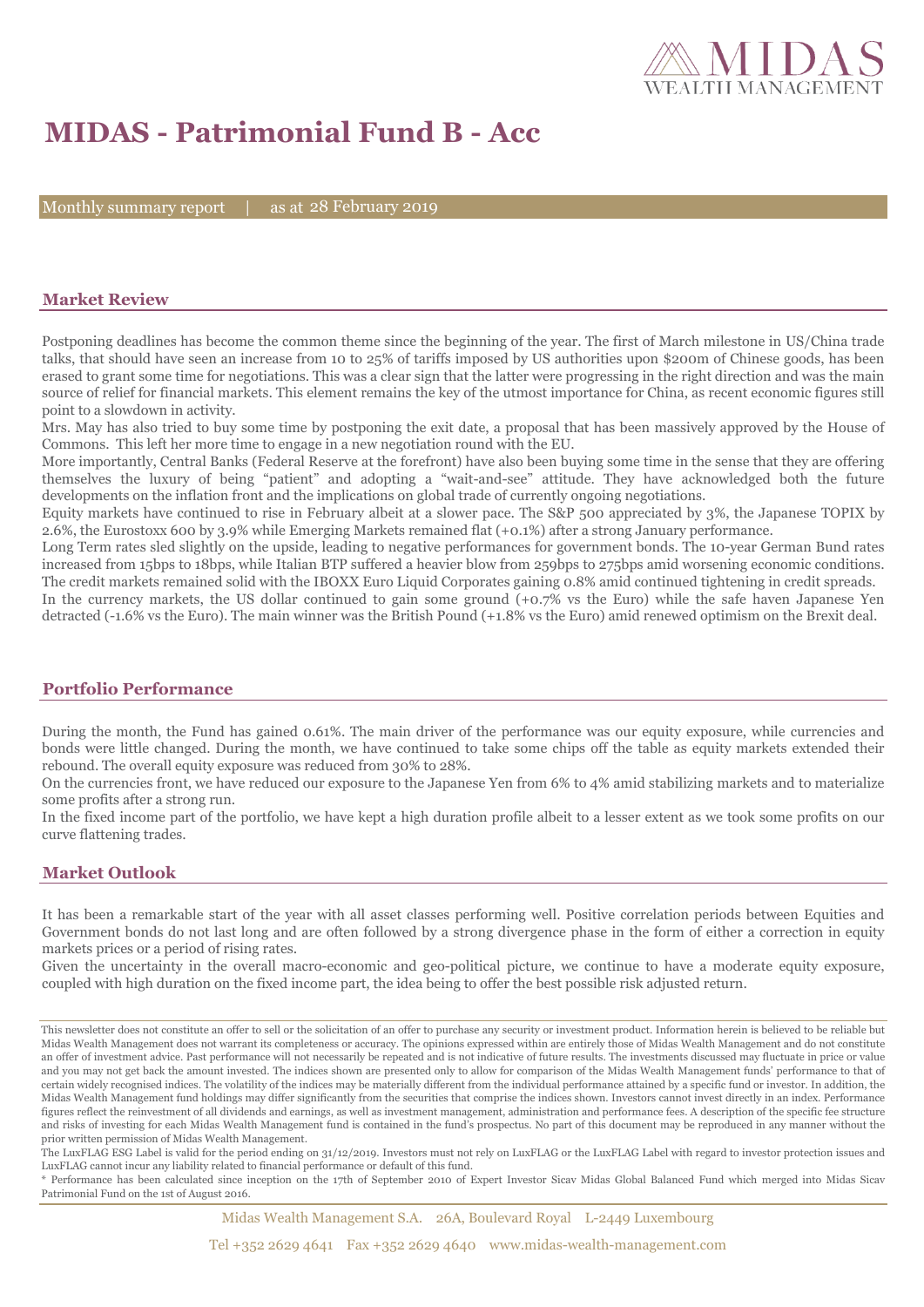# MIDAS - Patrimonial Fund B - Acc

Monthly summary report | as at 28 February 2019

## Market Review

Postponing deadlines has become the common theme since the beginning of the year. The first of March milestone in US/China trade talks, that should have seen an increase from 10 to 25% of tariffs imposed by US authorities upon $200m of Chinese goods, has been erased to grant some time for negotiations. This was a clear sign that the latter were progressing in the right direction and was the main source of relief for financial markets. This element remains the key of the utmost importance for China, as recent economic figures still point to a slowdown in activity.

Mrs. May has also tried to buy some time by postponing the exit date, a proposal that has been massively approved by the House of Commons. This left her more time to engage in a new negotiation round with the EU.

More importantly, Central Banks (Federal Reserve at the forefront) have also been buying some time in the sense that they are offering themselves the luxury of being "patient" and adopting a "wait-and-see" attitude. They have acknowledged both the future developments on the inflation front and the implications on global trade of currently ongoing negotiations.

Equity markets have continued to rise in February albeit at a slower pace. The S&P 500 appreciated by 3%, the Japanese TOPIX by 2.6%, the Eurostoxx 600 by 3.9% while Emerging Markets remained flat (+0.1%) after a strong January performance.

Long Term rates sled slightly on the upside, leading to negative performances for government bonds. The 10-year German Bund rates increased from 15bps to 18bps, while Italian BTP suffered a heavier blow from 259bps to 275bps amid worsening economic conditions. The credit markets remained solid with the IBOXX Euro Liquid Corporates gaining 0.8% amid continued tightening in credit spreads.

In the currency markets, the US dollar continued to gain some ground (+0.7% vs the Euro) while the safe haven Japanese Yen detracted (-1.6% vs the Euro). The main winner was the British Pound (+1.8% vs the Euro) amid renewed optimism on the Brexit deal.

## Portfolio Performance

During the month, the Fund has gained 0.61%. The main driver of the performance was our equity exposure, while currencies and bonds were little changed. During the month, we have continued to take some chips off the table as equity markets extended their rebound. The overall equity exposure was reduced from 30% to 28%.

On the currencies front, we have reduced our exposure to the Japanese Yen from 6% to 4% amid stabilizing markets and to materialize some profits after a strong run.

In the fixed income part of the portfolio, we have kept a high duration profile albeit to a lesser extent as we took some profits on our curve flattening trades.

## Market Outlook

It has been a remarkable start of the year with all asset classes performing well. Positive correlation periods between Equities and Government bonds do not last long and are often followed by a strong divergence phase in the form of either a correction in equity markets prices or a period of rising rates.

Given the uncertainty in the overall macro-economic and geo-political picture, we continue to have a moderate equity exposure, coupled with high duration on the fixed income part, the idea being to offer the best possible risk adjusted return.

This newsletter does not constitute an offer to sell or the solicitation of an offer to purchase any security or investment product. Information herein is believed to be reliable but Midas Wealth Management does not warrant its completeness or accuracy. The opinions expressed within are entirely those of Midas Wealth Management and do not constitute an offer of investment advice. Past performance will not necessarily be repeated and is not indicative of future results. The investments discussed may fluctuate in price or value and you may not get back the amount invested. The indices shown are presented only to allow for comparison of the Midas Wealth Management funds' performance to that of certain widely recognised indices. The volatility of the indices may be materially different from the individual performance attained by a specific fund or investor. In addition, the Midas Wealth Management fund holdings may differ significantly from the securities that comprise the indices shown. Investors cannot invest directly in an index. Performance figures reflect the reinvestment of all dividends and earnings, as well as investment management, administration and performance fees. A description of the specific fee structure and risks of investing for each Midas Wealth Management fund is contained in the fund's prospectus. No part of this document may be reproduced in any manner without the prior written permission of Midas Wealth Management.

The LuxFLAG ESG Label is valid for the period ending on 31/12/2019. Investors must not rely on LuxFLAG or the LuxFLAG Label with regard to investor protection issues and LuxFLAG cannot incur any liability related to financial performance or default of this fund.

* Performance has been calculated since inception on the 17th of September 2010 of Expert Investor Sicav Midas Global Balanced Fund which merged into Midas Sicav Patrimonial Fund on the 1st of August 2016.

Midas Wealth Management S.A. 26A, Boulevard Royal L-2449 Luxembourg

Tel +352 2629 4641 Fax +352 2629 4640 www.midas-wealth-management.com